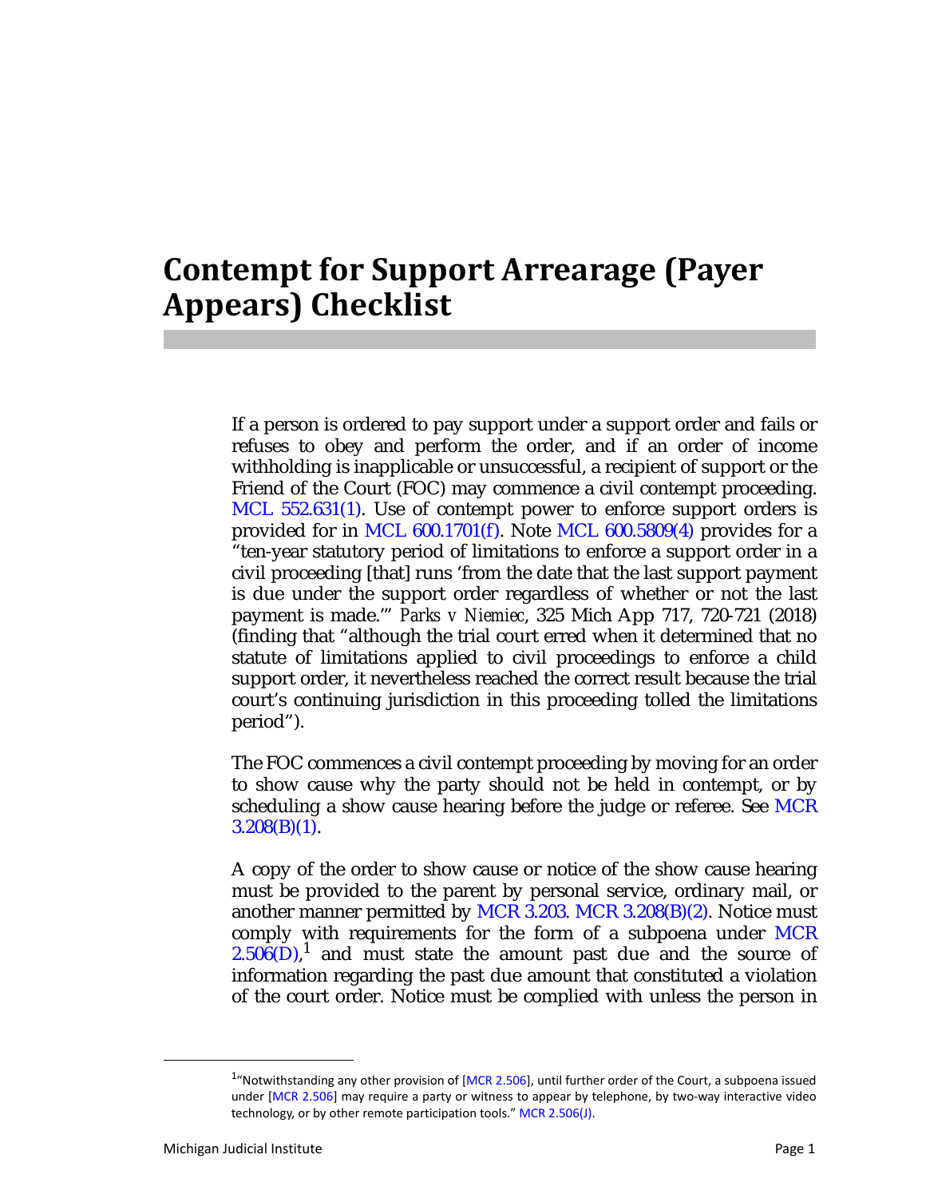# Contempt for Support Arrearage (Payer Appears) Checklist

If a person is ordered to pay support under a support order and fails or refuses to obey and perform the order, and if an order of income withholding is inapplicable or unsuccessful, a recipient of support or the Friend of the Court (FOC) may commence a civil contempt proceeding. MCL 552.631(1). Use of contempt power to enforce support orders is provided for in MCL 600.1701(f). Note MCL 600.5809(4) provides for a "ten-year statutory period of limitations to enforce a support order in a civil proceeding [that] runs 'from the date that the last support payment is due under the support order regardless of whether or not the last payment is made.'" *Parks v Niemiec*, 325 Mich App 717, 720-721 (2018) (finding that "although the trial court erred when it determined that no statute of limitations applied to civil proceedings to enforce a child support order, it nevertheless reached the correct result because the trial court's continuing jurisdiction in this proceeding tolled the limitations period").

The FOC commences a civil contempt proceeding by moving for an order to show cause why the party should not be held in contempt, or by scheduling a show cause hearing before the judge or referee. See MCR 3.208(B)(1).

A copy of the order to show cause or notice of the show cause hearing must be provided to the parent by personal service, ordinary mail, or another manner permitted by MCR 3.203. MCR 3.208(B)(2). Notice must comply with requirements for the form of a subpoena under MCR 2.506(D),[1] and must state the amount past due and the source of information regarding the past due amount that constituted a violation of the court order. Notice must be complied with unless the person in

[1]"Notwithstanding any other provision of [MCR 2.506], until further order of the Court, a subpoena issued under [MCR 2.506] may require a party or witness to appear by telephone, by two-way interactive video technology, or by other remote participation tools." MCR 2.506(J).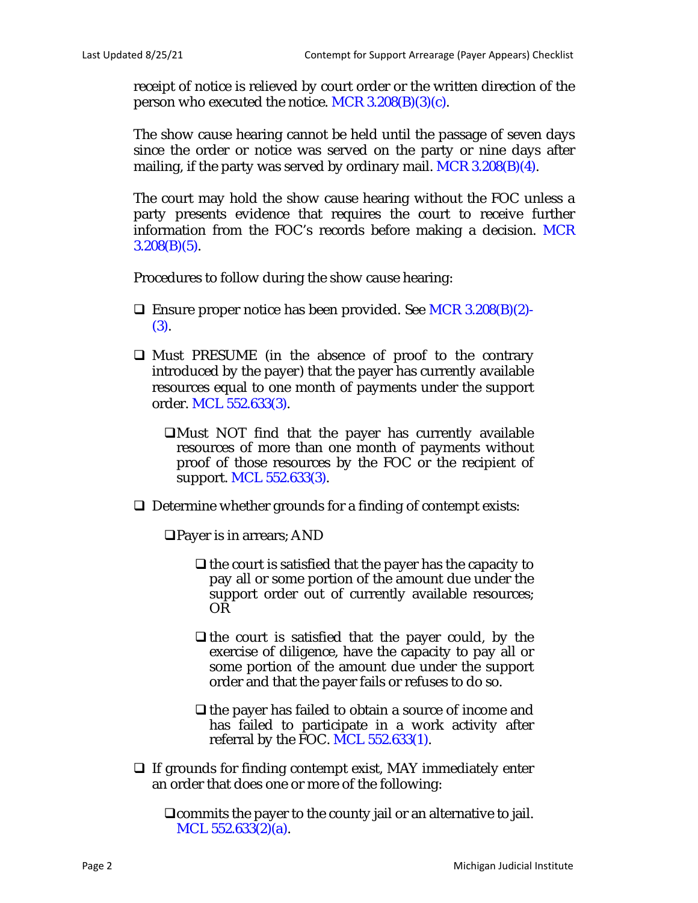receipt of notice is relieved by court order or the written direction of the person who executed the notice. MCR 3.208(B)(3)(c).

The show cause hearing cannot be held until the passage of seven days since the order or notice was served on the party or nine days after mailing, if the party was served by ordinary mail. MCR 3.208(B)(4).

The court may hold the show cause hearing without the FOC unless a party presents evidence that requires the court to receive further information from the FOC's records before making a decision. MCR 3.208(B)(5).

Procedures to follow during the show cause hearing:

- ❑ Ensure proper notice has been provided. See MCR 3.208(B)(2)-(3).
- ❑ Must PRESUME (in the absence of proof to the contrary introduced by the payer) that the payer has currently available resources equal to one month of payments under the support order. MCL 552.633(3).
  - ❑ Must NOT find that the payer has currently available resources of more than one month of payments without proof of those resources by the FOC or the recipient of support. MCL 552.633(3).
- ❑ Determine whether grounds for a finding of contempt exists:
  - ❑ Payer is in arrears; AND
    - ❑ the court is satisfied that the payer has the capacity to pay all or some portion of the amount due under the support order out of currently available resources; OR
    - ❑ the court is satisfied that the payer could, by the exercise of diligence, have the capacity to pay all or some portion of the amount due under the support order and that the payer fails or refuses to do so.
    - ❑ the payer has failed to obtain a source of income and has failed to participate in a work activity after referral by the FOC. MCL 552.633(1).
- ❑ If grounds for finding contempt exist, MAY immediately enter an order that does one or more of the following:
  - ❑ commits the payer to the county jail or an alternative to jail. MCL 552.633(2)(a).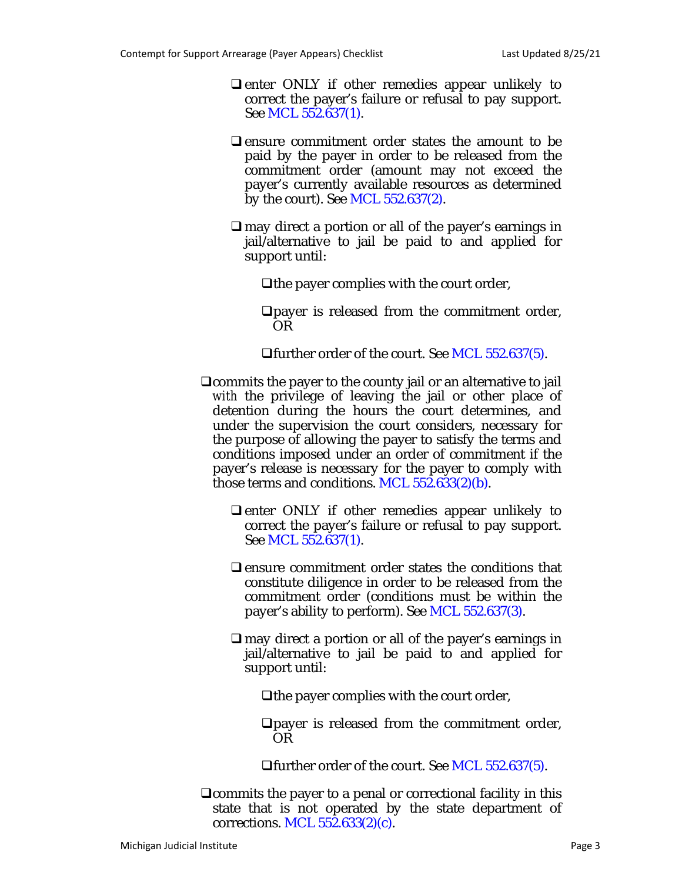- [ ] enter ONLY if other remedies appear unlikely to correct the payer's failure or refusal to pay support. See MCL 552.637(1).
- [ ] ensure commitment order states the amount to be paid by the payer in order to be released from the commitment order (amount may not exceed the payer's currently available resources as determined by the court). See MCL 552.637(2).
- [ ] may direct a portion or all of the payer's earnings in jail/alternative to jail be paid to and applied for support until:
  - [ ] the payer complies with the court order,
  - [ ] payer is released from the commitment order, OR
  - [ ] further order of the court. See MCL 552.637(5).

- [ ] commits the payer to the county jail or an alternative to jail *with* the privilege of leaving the jail or other place of detention during the hours the court determines, and under the supervision the court considers, necessary for the purpose of allowing the payer to satisfy the terms and conditions imposed under an order of commitment if the payer's release is necessary for the payer to comply with those terms and conditions. MCL 552.633(2)(b).
  - [ ] enter ONLY if other remedies appear unlikely to correct the payer's failure or refusal to pay support. See MCL 552.637(1).
  - [ ] ensure commitment order states the conditions that constitute diligence in order to be released from the commitment order (conditions must be within the payer's ability to perform). See MCL 552.637(3).
  - [ ] may direct a portion or all of the payer's earnings in jail/alternative to jail be paid to and applied for support until:
    - [ ] the payer complies with the court order,
    - [ ] payer is released from the commitment order, OR
    - [ ] further order of the court. See MCL 552.637(5).

- [ ] commits the payer to a penal or correctional facility in this state that is not operated by the state department of corrections. MCL 552.633(2)(c).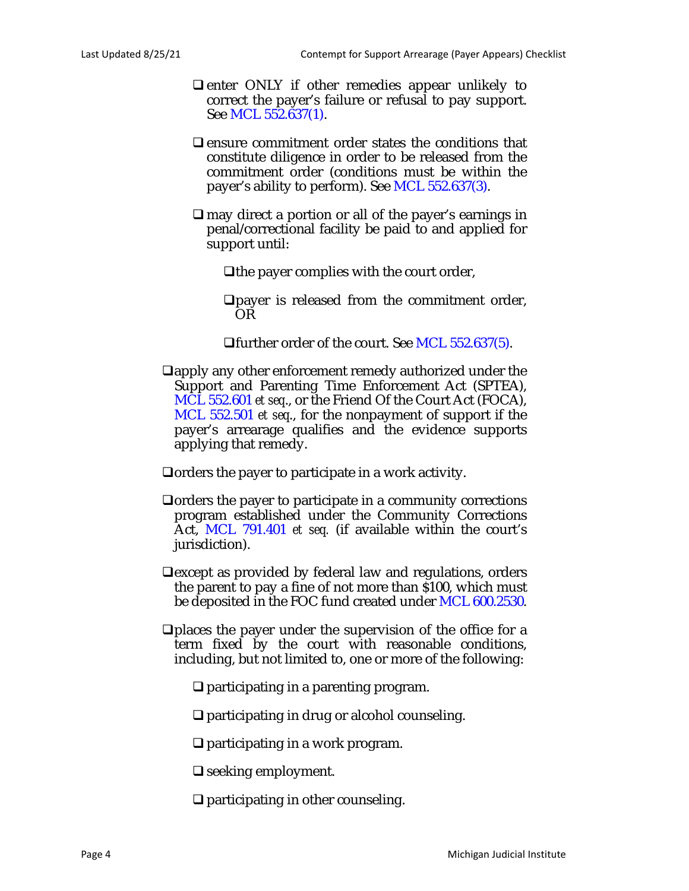- ❑ enter ONLY if other remedies appear unlikely to correct the payer's failure or refusal to pay support. See MCL 552.637(1).

- ❑ ensure commitment order states the conditions that constitute diligence in order to be released from the commitment order (conditions must be within the payer's ability to perform). See MCL 552.637(3).

- ❑ may direct a portion or all of the payer's earnings in penal/correctional facility be paid to and applied for support until:

  - ❑ the payer complies with the court order,

  - ❑ payer is released from the commitment order, OR

  - ❑ further order of the court. See MCL 552.637(5).

❑ apply any other enforcement remedy authorized under the Support and Parenting Time Enforcement Act (SPTEA), MCL 552.601 *et seq.*, or the Friend Of the Court Act (FOCA), MCL 552.501 *et seq.*, for the nonpayment of support if the payer's arrearage qualifies and the evidence supports applying that remedy.

❑ orders the payer to participate in a work activity.

❑ orders the payer to participate in a community corrections program established under the Community Corrections Act, MCL 791.401 *et seq.* (if available within the court's jurisdiction).

❑ except as provided by federal law and regulations, orders the parent to pay a fine of not more than $100, which must be deposited in the FOC fund created under MCL 600.2530.

❑ places the payer under the supervision of the office for a term fixed by the court with reasonable conditions, including, but not limited to, one or more of the following:

- ❑ participating in a parenting program.

- ❑ participating in drug or alcohol counseling.

- ❑ participating in a work program.

- ❑ seeking employment.

- ❑ participating in other counseling.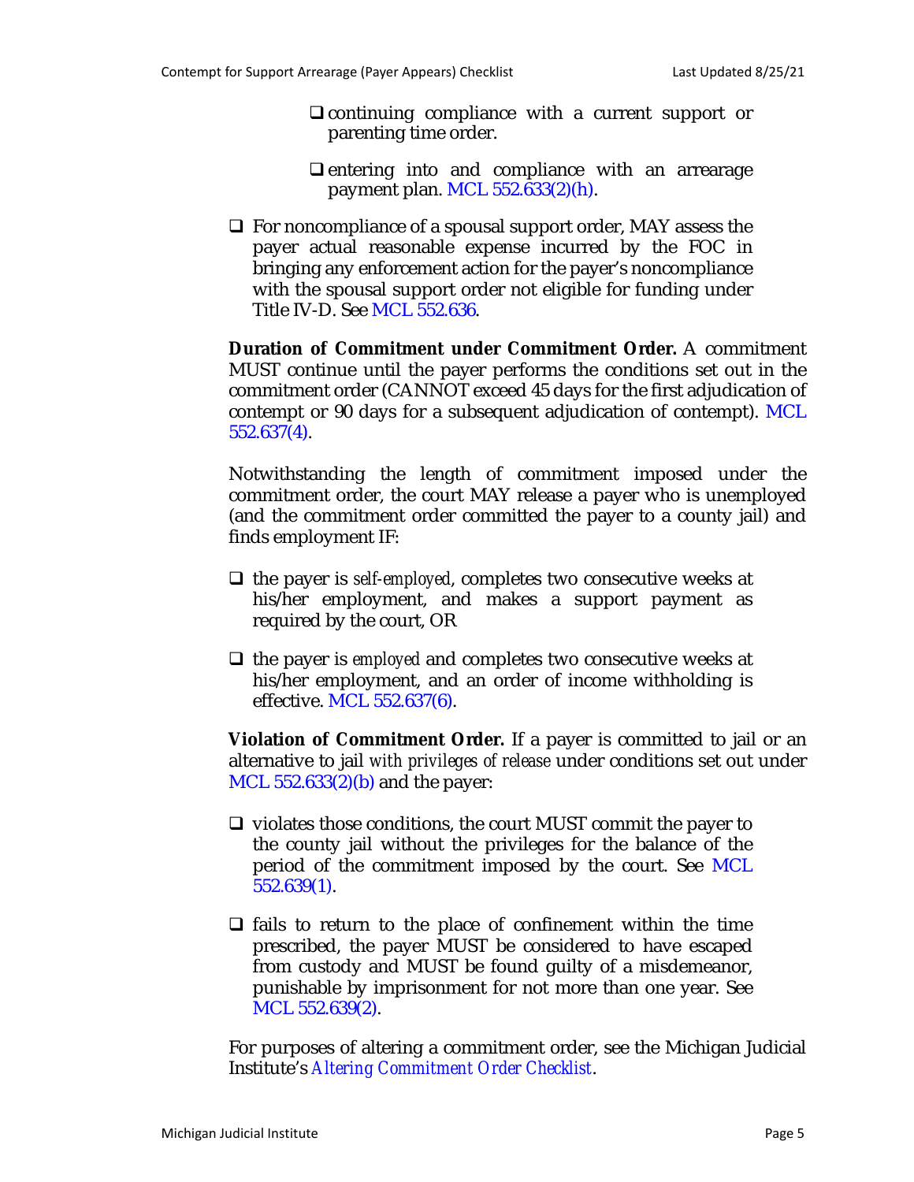- ❑ continuing compliance with a current support or parenting time order.
- ❑ entering into and compliance with an arrearage payment plan. MCL 552.633(2)(h).

❑ For noncompliance of a spousal support order, MAY assess the payer actual reasonable expense incurred by the FOC in bringing any enforcement action for the payer's noncompliance with the spousal support order not eligible for funding under Title IV-D. See MCL 552.636.

**Duration of Commitment under Commitment Order.** A commitment MUST continue until the payer performs the conditions set out in the commitment order (CANNOT exceed 45 days for the first adjudication of contempt or 90 days for a subsequent adjudication of contempt). MCL 552.637(4).

Notwithstanding the length of commitment imposed under the commitment order, the court MAY release a payer who is unemployed (and the commitment order committed the payer to a county jail) and finds employment IF:

❑ the payer is *self-employed*, completes two consecutive weeks at his/her employment, and makes a support payment as required by the court, OR

❑ the payer is *employed* and completes two consecutive weeks at his/her employment, and an order of income withholding is effective. MCL 552.637(6).

**Violation of Commitment Order.** If a payer is committed to jail or an alternative to jail *with privileges of release* under conditions set out under MCL 552.633(2)(b) and the payer:

❑ violates those conditions, the court MUST commit the payer to the county jail without the privileges for the balance of the period of the commitment imposed by the court. See MCL 552.639(1).

❑ fails to return to the place of confinement within the time prescribed, the payer MUST be considered to have escaped from custody and MUST be found guilty of a misdemeanor, punishable by imprisonment for not more than one year. See MCL 552.639(2).

For purposes of altering a commitment order, see the Michigan Judicial Institute's *Altering Commitment Order Checklist*.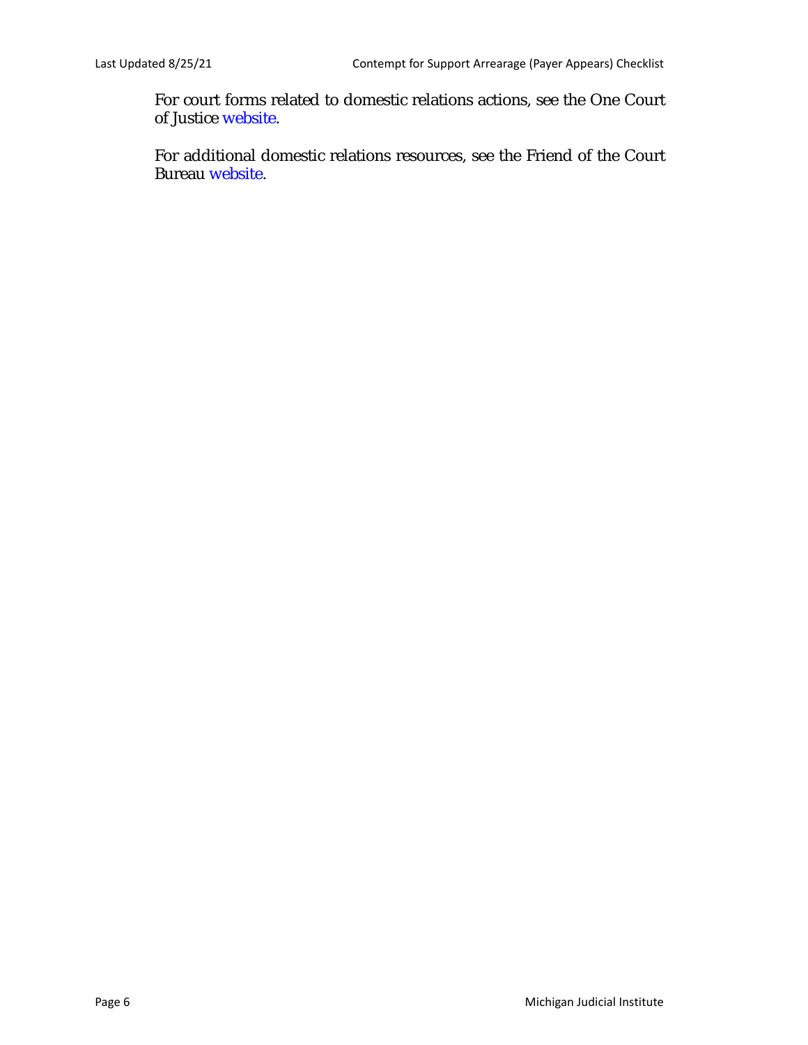For court forms related to domestic relations actions, see the One Court of Justice website.

For additional domestic relations resources, see the Friend of the Court Bureau website.